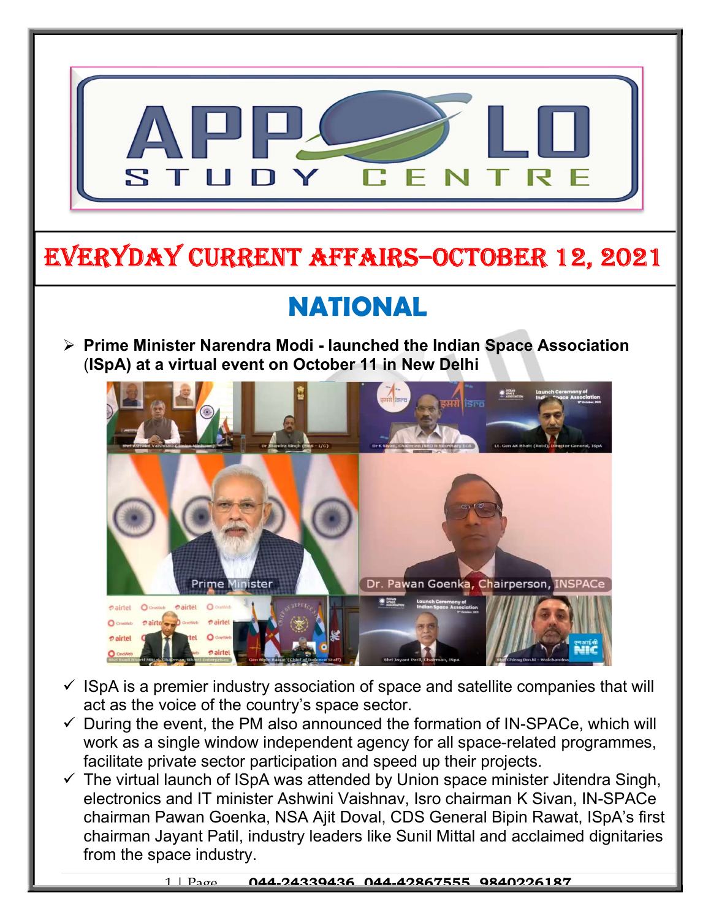# APPOLO STUDY CENTRE

# EVERYDAY CURRENT AFFAIRS–OCTOBER 12, 2021

## NATIONAL

- **Prime Minister Narendra Modi - launched the Indian Space Association (ISpA) at a virtual event on October 11 in New Delhi**

- ISpA is a premier industry association of space and satellite companies that will act as the voice of the country's space sector.
- During the event, the PM also announced the formation of IN-SPACe, which will work as a single window independent agency for all space-related programmes, facilitate private sector participation and speed up their projects.
- The virtual launch of ISpA was attended by Union space minister Jitendra Singh, electronics and IT minister Ashwini Vaishnav, Isro chairman K Sivan, IN-SPACe chairman Pawan Goenka, NSA Ajit Doval, CDS General Bipin Rawat, ISpA's first chairman Jayant Patil, industry leaders like Sunil Mittal and acclaimed dignitaries from the space industry.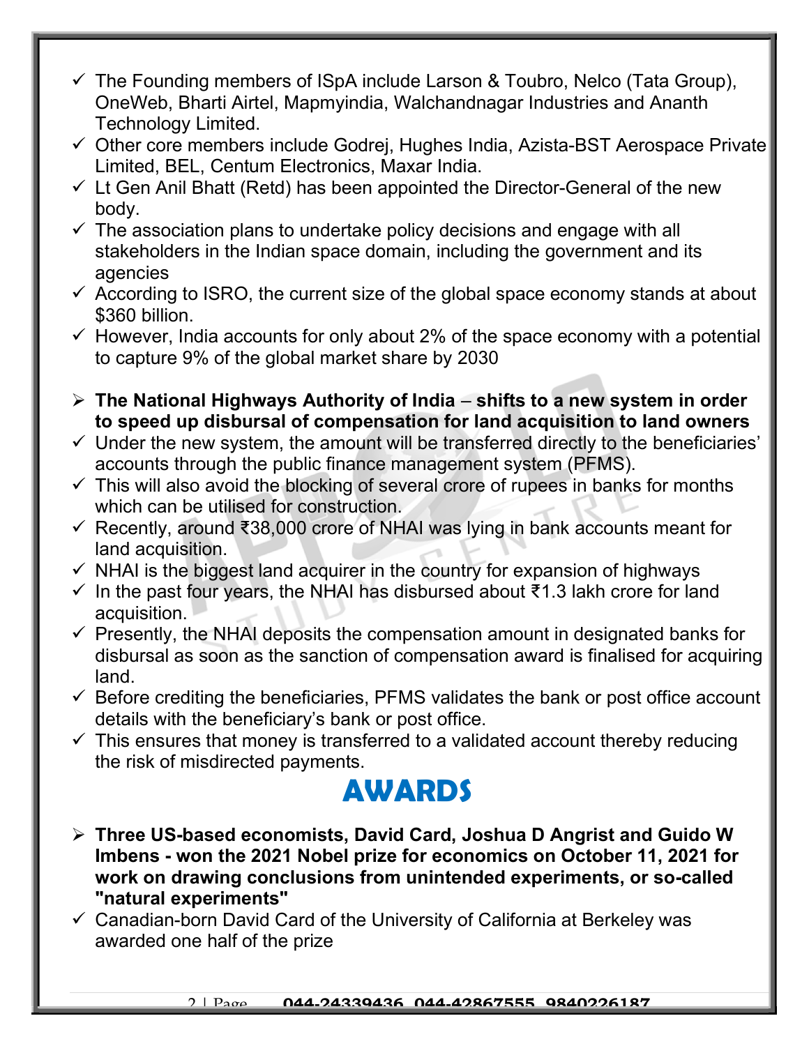- ✓ The Founding members of ISpA include Larson & Toubro, Nelco (Tata Group), OneWeb, Bharti Airtel, Mapmyindia, Walchandnagar Industries and Ananth Technology Limited.
- ✓ Other core members include Godrej, Hughes India, Azista-BST Aerospace Private Limited, BEL, Centum Electronics, Maxar India.
- ✓ Lt Gen Anil Bhatt (Retd) has been appointed the Director-General of the new body.
- ✓ The association plans to undertake policy decisions and engage with all stakeholders in the Indian space domain, including the government and its agencies
- ✓ According to ISRO, the current size of the global space economy stands at about $360 billion.
- ✓ However, India accounts for only about 2% of the space economy with a potential to capture 9% of the global market share by 2030

- ➢ **The National Highways Authority of India – shifts to a new system in order to speed up disbursal of compensation for land acquisition to land owners**
- ✓ Under the new system, the amount will be transferred directly to the beneficiaries' accounts through the public finance management system (PFMS).
- ✓ This will also avoid the blocking of several crore of rupees in banks for months which can be utilised for construction.
- ✓ Recently, around ₹38,000 crore of NHAI was lying in bank accounts meant for land acquisition.
- ✓ NHAI is the biggest land acquirer in the country for expansion of highways
- ✓ In the past four years, the NHAI has disbursed about ₹1.3 lakh crore for land acquisition.
- ✓ Presently, the NHAI deposits the compensation amount in designated banks for disbursal as soon as the sanction of compensation award is finalised for acquiring land.
- ✓ Before crediting the beneficiaries, PFMS validates the bank or post office account details with the beneficiary's bank or post office.
- ✓ This ensures that money is transferred to a validated account thereby reducing the risk of misdirected payments.

# AWARDS

- ➢ **Three US-based economists, David Card, Joshua D Angrist and Guido W Imbens - won the 2021 Nobel prize for economics on October 11, 2021 for work on drawing conclusions from unintended experiments, or so-called "natural experiments"**
- ✓ Canadian-born David Card of the University of California at Berkeley was awarded one half of the prize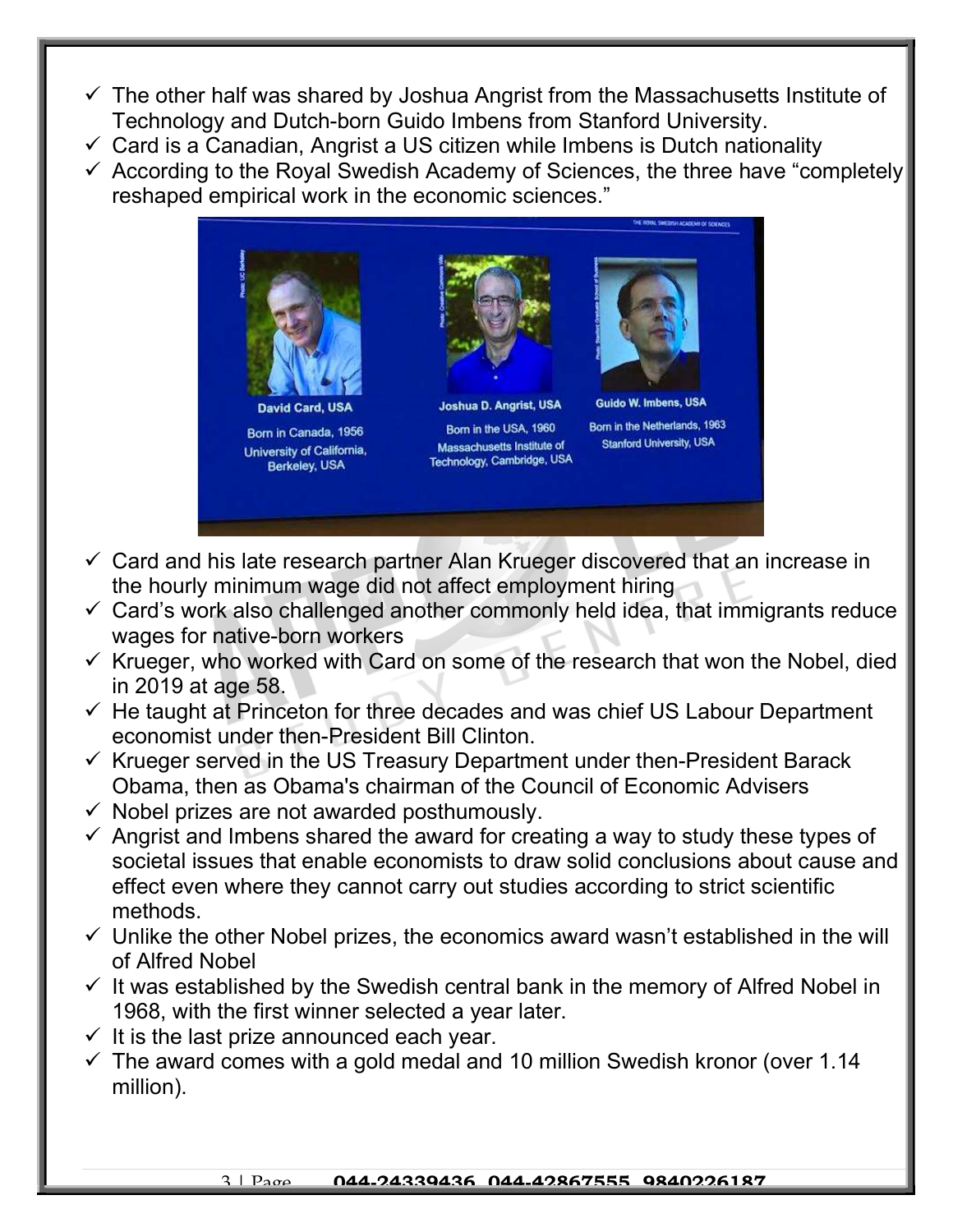- ✓ The other half was shared by Joshua Angrist from the Massachusetts Institute of Technology and Dutch-born Guido Imbens from Stanford University.
- ✓ Card is a Canadian, Angrist a US citizen while Imbens is Dutch nationality
- ✓ According to the Royal Swedish Academy of Sciences, the three have "completely reshaped empirical work in the economic sciences."

- ✓ Card and his late research partner Alan Krueger discovered that an increase in the hourly minimum wage did not affect employment hiring
- ✓ Card's work also challenged another commonly held idea, that immigrants reduce wages for native-born workers
- ✓ Krueger, who worked with Card on some of the research that won the Nobel, died in 2019 at age 58.
- ✓ He taught at Princeton for three decades and was chief US Labour Department economist under then-President Bill Clinton.
- ✓ Krueger served in the US Treasury Department under then-President Barack Obama, then as Obama's chairman of the Council of Economic Advisers
- ✓ Nobel prizes are not awarded posthumously.
- ✓ Angrist and Imbens shared the award for creating a way to study these types of societal issues that enable economists to draw solid conclusions about cause and effect even where they cannot carry out studies according to strict scientific methods.
- ✓ Unlike the other Nobel prizes, the economics award wasn't established in the will of Alfred Nobel
- ✓ It was established by the Swedish central bank in the memory of Alfred Nobel in 1968, with the first winner selected a year later.
- ✓ It is the last prize announced each year.
- ✓ The award comes with a gold medal and 10 million Swedish kronor (over 1.14 million).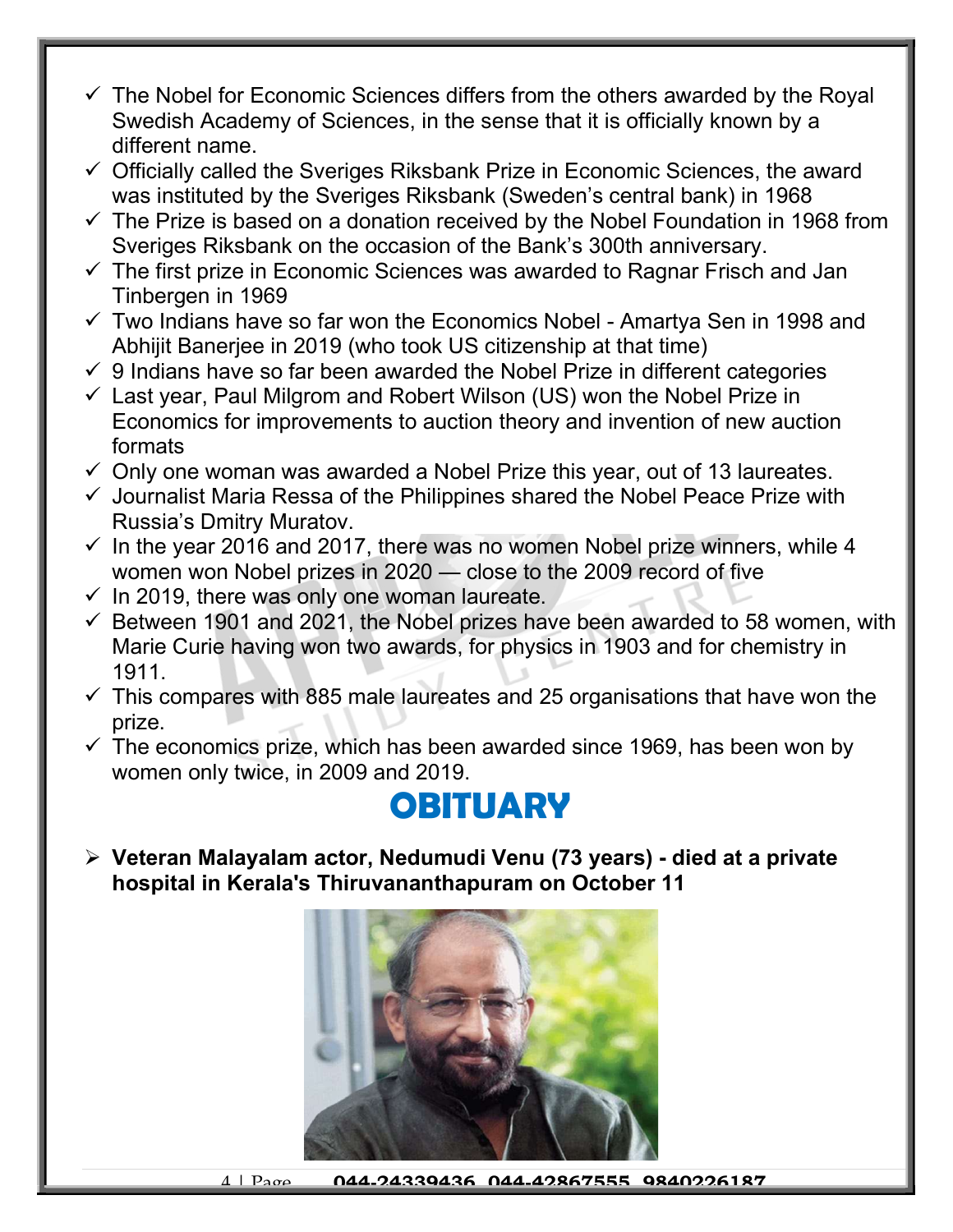- ✓ The Nobel for Economic Sciences differs from the others awarded by the Royal Swedish Academy of Sciences, in the sense that it is officially known by a different name.
- ✓ Officially called the Sveriges Riksbank Prize in Economic Sciences, the award was instituted by the Sveriges Riksbank (Sweden's central bank) in 1968
- ✓ The Prize is based on a donation received by the Nobel Foundation in 1968 from Sveriges Riksbank on the occasion of the Bank's 300th anniversary.
- ✓ The first prize in Economic Sciences was awarded to Ragnar Frisch and Jan Tinbergen in 1969
- ✓ Two Indians have so far won the Economics Nobel - Amartya Sen in 1998 and Abhijit Banerjee in 2019 (who took US citizenship at that time)
- ✓ 9 Indians have so far been awarded the Nobel Prize in different categories
- ✓ Last year, Paul Milgrom and Robert Wilson (US) won the Nobel Prize in Economics for improvements to auction theory and invention of new auction formats
- ✓ Only one woman was awarded a Nobel Prize this year, out of 13 laureates.
- ✓ Journalist Maria Ressa of the Philippines shared the Nobel Peace Prize with Russia's Dmitry Muratov.
- ✓ In the year 2016 and 2017, there was no women Nobel prize winners, while 4 women won Nobel prizes in 2020 — close to the 2009 record of five
- ✓ In 2019, there was only one woman laureate.
- ✓ Between 1901 and 2021, the Nobel prizes have been awarded to 58 women, with Marie Curie having won two awards, for physics in 1903 and for chemistry in 1911.
- ✓ This compares with 885 male laureates and 25 organisations that have won the prize.
- ✓ The economics prize, which has been awarded since 1969, has been won by women only twice, in 2009 and 2019.

# OBITUARY

- **Veteran Malayalam actor, Nedumudi Venu (73 years) - died at a private hospital in Kerala's Thiruvananthapuram on October 11**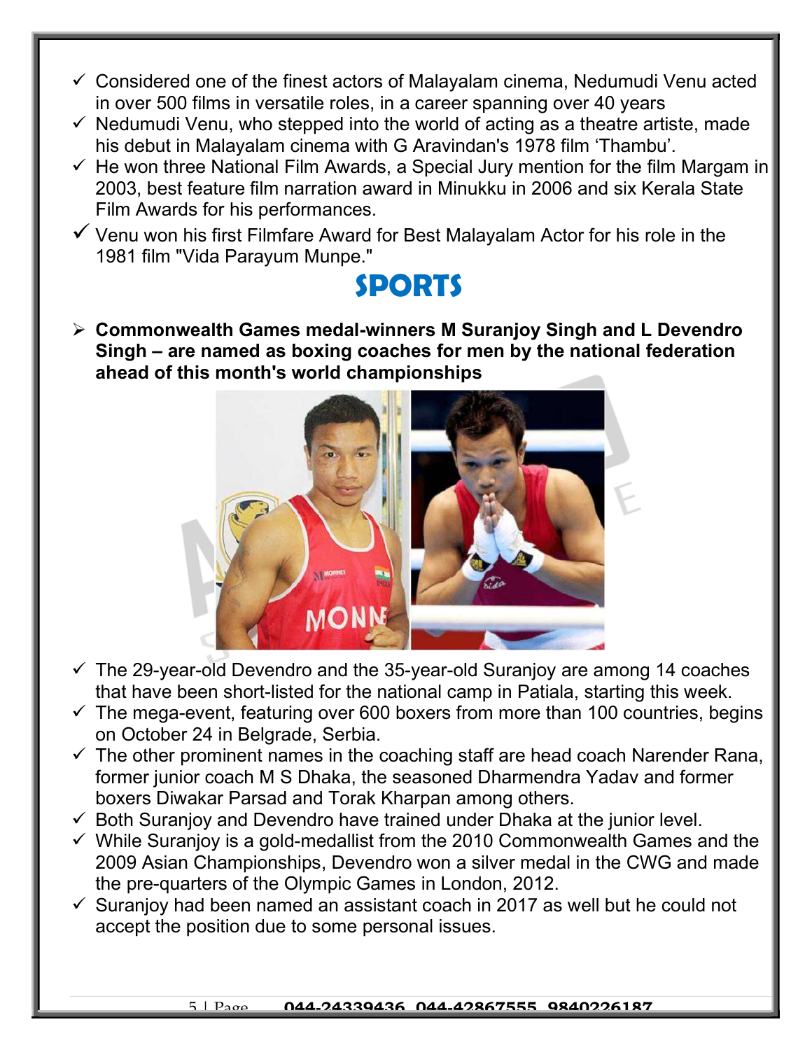- ✓ Considered one of the finest actors of Malayalam cinema, Nedumudi Venu acted in over 500 films in versatile roles, in a career spanning over 40 years
- ✓ Nedumudi Venu, who stepped into the world of acting as a theatre artiste, made his debut in Malayalam cinema with G Aravindan's 1978 film 'Thambu'.
- ✓ He won three National Film Awards, a Special Jury mention for the film Margam in 2003, best feature film narration award in Minukku in 2006 and six Kerala State Film Awards for his performances.
- ✓ Venu won his first Filmfare Award for Best Malayalam Actor for his role in the 1981 film "Vida Parayum Munpe."

# SPORTS

- ➢ **Commonwealth Games medal-winners M Suranjoy Singh and L Devendro Singh – are named as boxing coaches for men by the national federation ahead of this month's world championships**

- ✓ The 29-year-old Devendro and the 35-year-old Suranjoy are among 14 coaches that have been short-listed for the national camp in Patiala, starting this week.
- ✓ The mega-event, featuring over 600 boxers from more than 100 countries, begins on October 24 in Belgrade, Serbia.
- ✓ The other prominent names in the coaching staff are head coach Narender Rana, former junior coach M S Dhaka, the seasoned Dharmendra Yadav and former boxers Diwakar Parsad and Torak Kharpan among others.
- ✓ Both Suranjoy and Devendro have trained under Dhaka at the junior level.
- ✓ While Suranjoy is a gold-medallist from the 2010 Commonwealth Games and the 2009 Asian Championships, Devendro won a silver medal in the CWG and made the pre-quarters of the Olympic Games in London, 2012.
- ✓ Suranjoy had been named an assistant coach in 2017 as well but he could not accept the position due to some personal issues.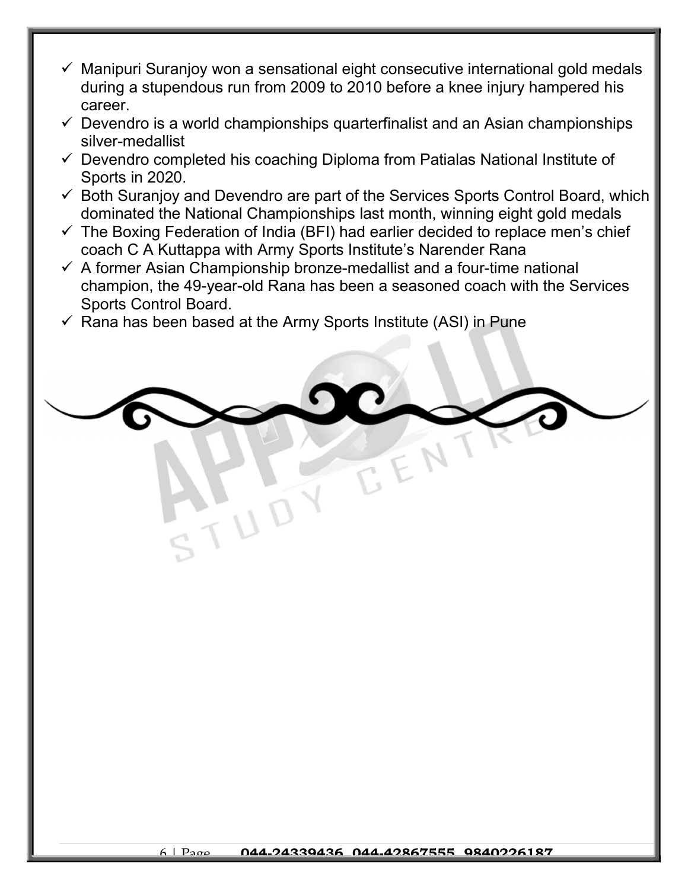- ✓ Manipuri Suranjoy won a sensational eight consecutive international gold medals during a stupendous run from 2009 to 2010 before a knee injury hampered his career.
- ✓ Devendro is a world championships quarterfinalist and an Asian championships silver-medallist
- ✓ Devendro completed his coaching Diploma from Patialas National Institute of Sports in 2020.
- ✓ Both Suranjoy and Devendro are part of the Services Sports Control Board, which dominated the National Championships last month, winning eight gold medals
- ✓ The Boxing Federation of India (BFI) had earlier decided to replace men's chief coach C A Kuttappa with Army Sports Institute's Narender Rana
- ✓ A former Asian Championship bronze-medallist and a four-time national champion, the 49-year-old Rana has been a seasoned coach with the Services Sports Control Board.
- ✓ Rana has been based at the Army Sports Institute (ASI) in Pune